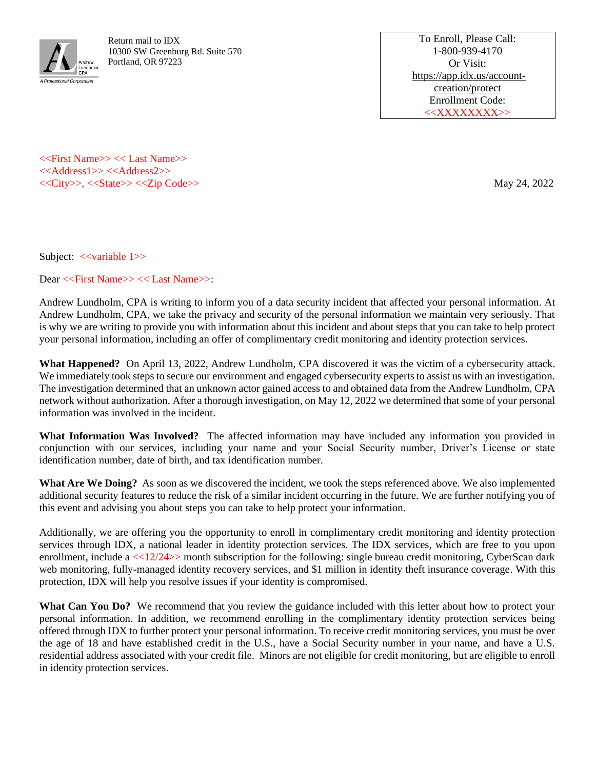Andrew Lundholm CPA
A Professional Corporation

Return mail to IDX
10300 SW Greenburg Rd. Suite 570
Portland, OR 97223

To Enroll, Please Call:
1-800-939-4170
Or Visit:
https://app.idx.us/account-creation/protect
Enrollment Code:
<<XXXXXXXX>>

<<First Name>> << Last Name>>
<<Address1>> <<Address2>>
<<City>>, <<State>> <<Zip Code>>

May 24, 2022

Subject: <<variable 1>>

Dear <<First Name>> << Last Name>>:

Andrew Lundholm, CPA is writing to inform you of a data security incident that affected your personal information. At Andrew Lundholm, CPA, we take the privacy and security of the personal information we maintain very seriously. That is why we are writing to provide you with information about this incident and about steps that you can take to help protect your personal information, including an offer of complimentary credit monitoring and identity protection services.

**What Happened?** On April 13, 2022, Andrew Lundholm, CPA discovered it was the victim of a cybersecurity attack. We immediately took steps to secure our environment and engaged cybersecurity experts to assist us with an investigation. The investigation determined that an unknown actor gained access to and obtained data from the Andrew Lundholm, CPA network without authorization. After a thorough investigation, on May 12, 2022 we determined that some of your personal information was involved in the incident.

**What Information Was Involved?** The affected information may have included any information you provided in conjunction with our services, including your name and your Social Security number, Driver's License or state identification number, date of birth, and tax identification number.

**What Are We Doing?** As soon as we discovered the incident, we took the steps referenced above. We also implemented additional security features to reduce the risk of a similar incident occurring in the future. We are further notifying you of this event and advising you about steps you can take to help protect your information.

Additionally, we are offering you the opportunity to enroll in complimentary credit monitoring and identity protection services through IDX, a national leader in identity protection services. The IDX services, which are free to you upon enrollment, include a <<12/24>> month subscription for the following: single bureau credit monitoring, CyberScan dark web monitoring, fully-managed identity recovery services, and $1 million in identity theft insurance coverage. With this protection, IDX will help you resolve issues if your identity is compromised.

**What Can You Do?** We recommend that you review the guidance included with this letter about how to protect your personal information. In addition, we recommend enrolling in the complimentary identity protection services being offered through IDX to further protect your personal information. To receive credit monitoring services, you must be over the age of 18 and have established credit in the U.S., have a Social Security number in your name, and have a U.S. residential address associated with your credit file. Minors are not eligible for credit monitoring, but are eligible to enroll in identity protection services.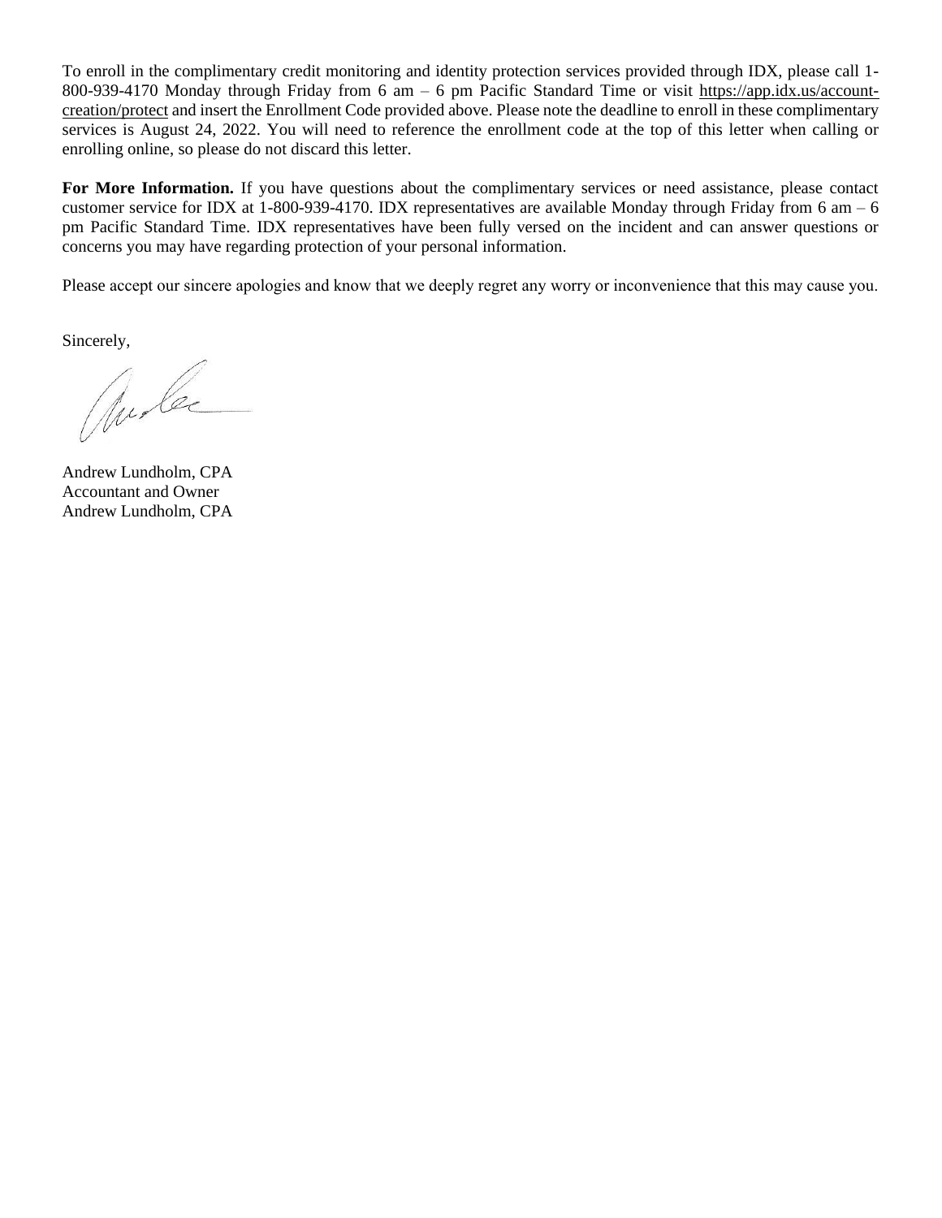To enroll in the complimentary credit monitoring and identity protection services provided through IDX, please call 1-800-939-4170 Monday through Friday from 6 am – 6 pm Pacific Standard Time or visit https://app.idx.us/account-creation/protect and insert the Enrollment Code provided above. Please note the deadline to enroll in these complimentary services is August 24, 2022. You will need to reference the enrollment code at the top of this letter when calling or enrolling online, so please do not discard this letter.

**For More Information.** If you have questions about the complimentary services or need assistance, please contact customer service for IDX at 1-800-939-4170. IDX representatives are available Monday through Friday from 6 am – 6 pm Pacific Standard Time. IDX representatives have been fully versed on the incident and can answer questions or concerns you may have regarding protection of your personal information.

Please accept our sincere apologies and know that we deeply regret any worry or inconvenience that this may cause you.

Sincerely,

Andrew Lundholm, CPA
Accountant and Owner
Andrew Lundholm, CPA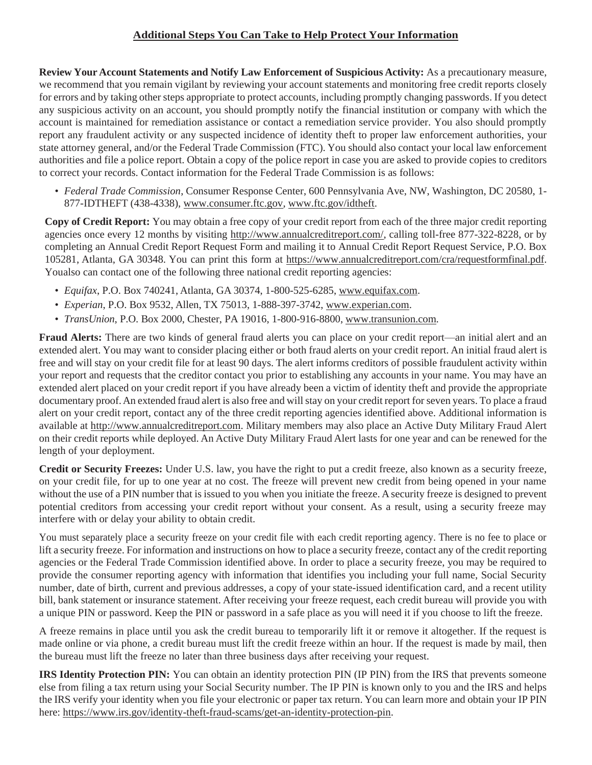## Additional Steps You Can Take to Help Protect Your Information

**Review Your Account Statements and Notify Law Enforcement of Suspicious Activity:** As a precautionary measure, we recommend that you remain vigilant by reviewing your account statements and monitoring free credit reports closely for errors and by taking other steps appropriate to protect accounts, including promptly changing passwords. If you detect any suspicious activity on an account, you should promptly notify the financial institution or company with which the account is maintained for remediation assistance or contact a remediation service provider. You also should promptly report any fraudulent activity or any suspected incidence of identity theft to proper law enforcement authorities, your state attorney general, and/or the Federal Trade Commission (FTC). You should also contact your local law enforcement authorities and file a police report. Obtain a copy of the police report in case you are asked to provide copies to creditors to correct your records. Contact information for the Federal Trade Commission is as follows:

- *Federal Trade Commission*, Consumer Response Center, 600 Pennsylvania Ave, NW, Washington, DC 20580, 1-877-IDTHEFT (438-4338), www.consumer.ftc.gov, www.ftc.gov/idtheft.

**Copy of Credit Report:** You may obtain a free copy of your credit report from each of the three major credit reporting agencies once every 12 months by visiting http://www.annualcreditreport.com/, calling toll-free 877-322-8228, or by completing an Annual Credit Report Request Form and mailing it to Annual Credit Report Request Service, P.O. Box 105281, Atlanta, GA 30348. You can print this form at https://www.annualcreditreport.com/cra/requestformfinal.pdf. Youalso can contact one of the following three national credit reporting agencies:

- *Equifax*, P.O. Box 740241, Atlanta, GA 30374, 1-800-525-6285, www.equifax.com.
- *Experian*, P.O. Box 9532, Allen, TX 75013, 1-888-397-3742, www.experian.com.
- *TransUnion*, P.O. Box 2000, Chester, PA 19016, 1-800-916-8800, www.transunion.com.

**Fraud Alerts:** There are two kinds of general fraud alerts you can place on your credit report—an initial alert and an extended alert. You may want to consider placing either or both fraud alerts on your credit report. An initial fraud alert is free and will stay on your credit file for at least 90 days. The alert informs creditors of possible fraudulent activity within your report and requests that the creditor contact you prior to establishing any accounts in your name. You may have an extended alert placed on your credit report if you have already been a victim of identity theft and provide the appropriate documentary proof. An extended fraud alert is also free and will stay on your credit report for seven years. To place a fraud alert on your credit report, contact any of the three credit reporting agencies identified above. Additional information is available at http://www.annualcreditreport.com. Military members may also place an Active Duty Military Fraud Alert on their credit reports while deployed. An Active Duty Military Fraud Alert lasts for one year and can be renewed for the length of your deployment.

**Credit or Security Freezes:** Under U.S. law, you have the right to put a credit freeze, also known as a security freeze, on your credit file, for up to one year at no cost. The freeze will prevent new credit from being opened in your name without the use of a PIN number that is issued to you when you initiate the freeze. A security freeze is designed to prevent potential creditors from accessing your credit report without your consent. As a result, using a security freeze may interfere with or delay your ability to obtain credit.

You must separately place a security freeze on your credit file with each credit reporting agency. There is no fee to place or lift a security freeze. For information and instructions on how to place a security freeze, contact any of the credit reporting agencies or the Federal Trade Commission identified above. In order to place a security freeze, you may be required to provide the consumer reporting agency with information that identifies you including your full name, Social Security number, date of birth, current and previous addresses, a copy of your state-issued identification card, and a recent utility bill, bank statement or insurance statement. After receiving your freeze request, each credit bureau will provide you with a unique PIN or password. Keep the PIN or password in a safe place as you will need it if you choose to lift the freeze.

A freeze remains in place until you ask the credit bureau to temporarily lift it or remove it altogether. If the request is made online or via phone, a credit bureau must lift the credit freeze within an hour. If the request is made by mail, then the bureau must lift the freeze no later than three business days after receiving your request.

**IRS Identity Protection PIN:** You can obtain an identity protection PIN (IP PIN) from the IRS that prevents someone else from filing a tax return using your Social Security number. The IP PIN is known only to you and the IRS and helps the IRS verify your identity when you file your electronic or paper tax return. You can learn more and obtain your IP PIN here: https://www.irs.gov/identity-theft-fraud-scams/get-an-identity-protection-pin.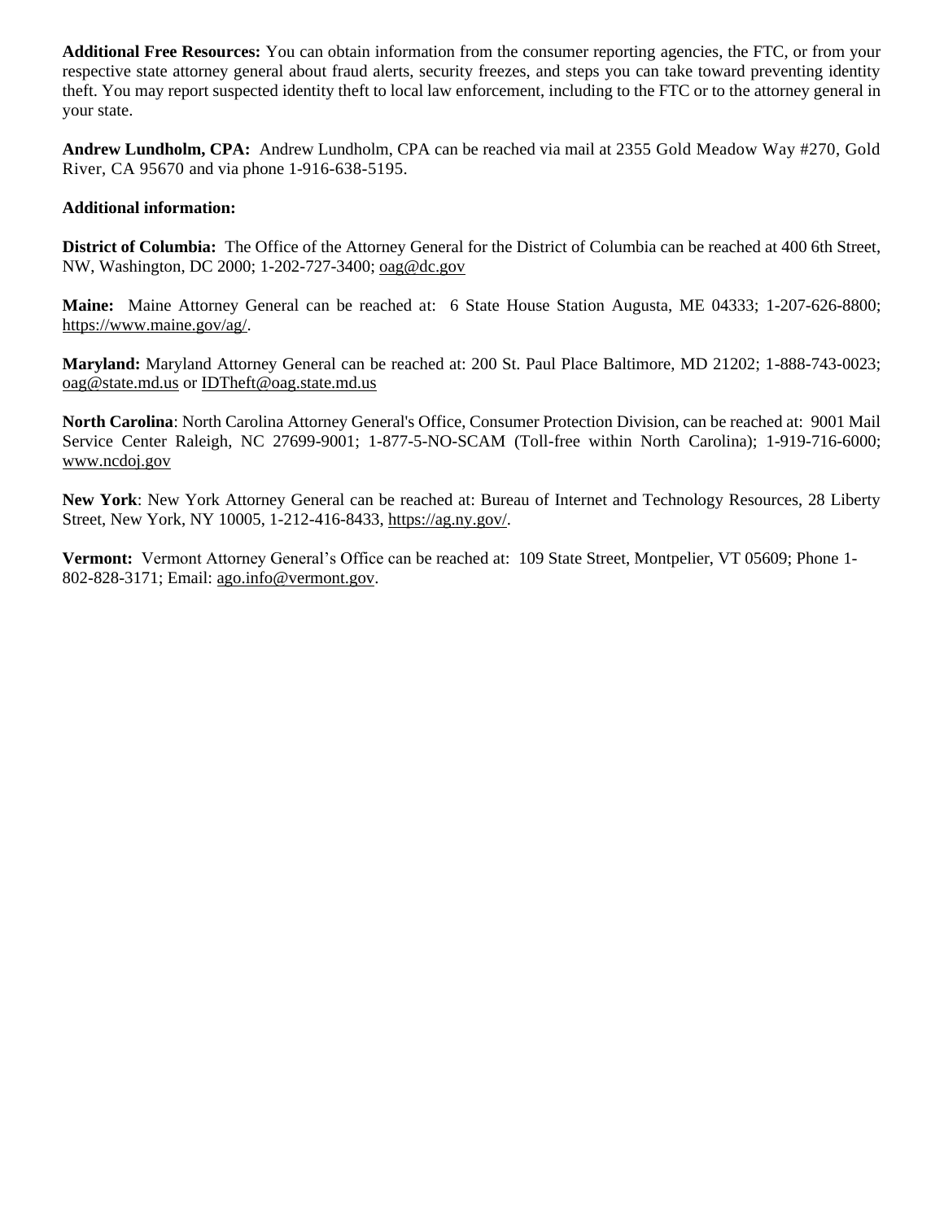**Additional Free Resources:** You can obtain information from the consumer reporting agencies, the FTC, or from your respective state attorney general about fraud alerts, security freezes, and steps you can take toward preventing identity theft. You may report suspected identity theft to local law enforcement, including to the FTC or to the attorney general in your state.

**Andrew Lundholm, CPA:** Andrew Lundholm, CPA can be reached via mail at 2355 Gold Meadow Way #270, Gold River, CA 95670 and via phone 1-916-638-5195.

**Additional information:**

**District of Columbia:** The Office of the Attorney General for the District of Columbia can be reached at 400 6th Street, NW, Washington, DC 2000; 1-202-727-3400; oag@dc.gov

**Maine:** Maine Attorney General can be reached at: 6 State House Station Augusta, ME 04333; 1-207-626-8800; https://www.maine.gov/ag/.

**Maryland:** Maryland Attorney General can be reached at: 200 St. Paul Place Baltimore, MD 21202; 1-888-743-0023; oag@state.md.us or IDTheft@oag.state.md.us

**North Carolina**: North Carolina Attorney General's Office, Consumer Protection Division, can be reached at: 9001 Mail Service Center Raleigh, NC 27699-9001; 1-877-5-NO-SCAM (Toll-free within North Carolina); 1-919-716-6000; www.ncdoj.gov

**New York**: New York Attorney General can be reached at: Bureau of Internet and Technology Resources, 28 Liberty Street, New York, NY 10005, 1-212-416-8433, https://ag.ny.gov/.

**Vermont:** Vermont Attorney General's Office can be reached at: 109 State Street, Montpelier, VT 05609; Phone 1-802-828-3171; Email: ago.info@vermont.gov.